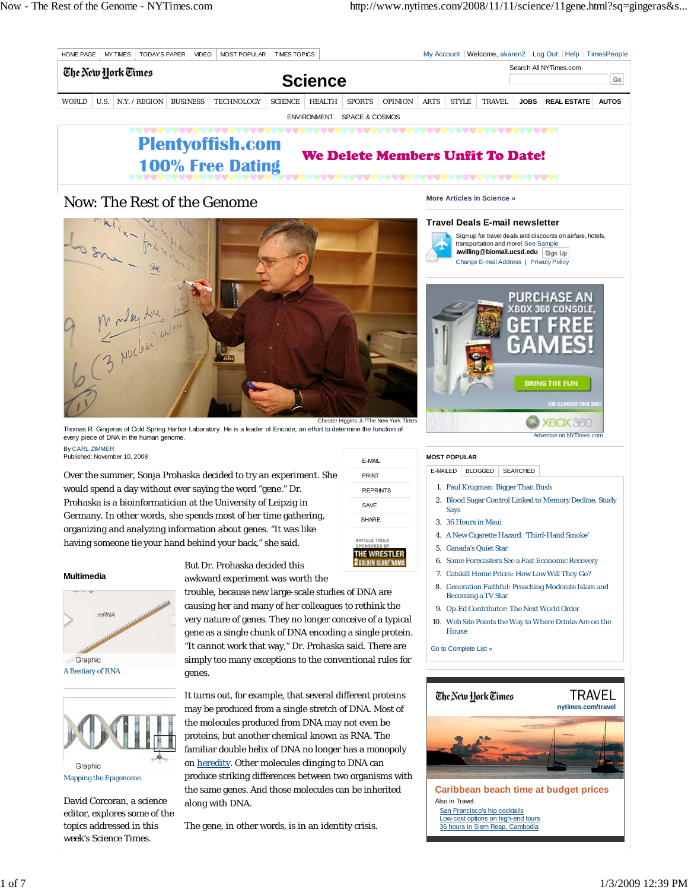# Now: The Rest of the Genome

Chester Higgins Jr./The New York Times

Thomas R. Gingeras of Cold Spring Harbor Laboratory. He is a leader of Encode, an effort to determine the function of every piece of DNA in the human genome.

By CARL ZIMMER
Published: November 10, 2008

Over the summer, Sonja Prohaska decided to try an experiment. She would spend a day without ever saying the word "gene." Dr. Prohaska is a bioinformatician at the University of Leipzig in Germany. In other words, she spends most of her time gathering, organizing and analyzing information about genes. "It was like having someone tie your hand behind your back," she said.

But Dr. Prohaska decided this awkward experiment was worth the trouble, because new large-scale studies of DNA are causing her and many of her colleagues to rethink the very nature of genes. They no longer conceive of a typical gene as a single chunk of DNA encoding a single protein. "It cannot work that way," Dr. Prohaska said. There are simply too many exceptions to the conventional rules for genes.

It turns out, for example, that several different proteins may be produced from a single stretch of DNA. Most of the molecules produced from DNA may not even be proteins, but another chemical known as RNA. The familiar double helix of DNA no longer has a monopoly on heredity. Other molecules clinging to DNA can produce striking differences between two organisms with the same genes. And those molecules can be inherited along with DNA.

The gene, in other words, is in an identity crisis.

**Multimedia**

Graphic
A Bestiary of RNA

Graphic
Mapping the Epigenome

David Corcoran, a science editor, explores some of the topics addressed in this week's Science Times.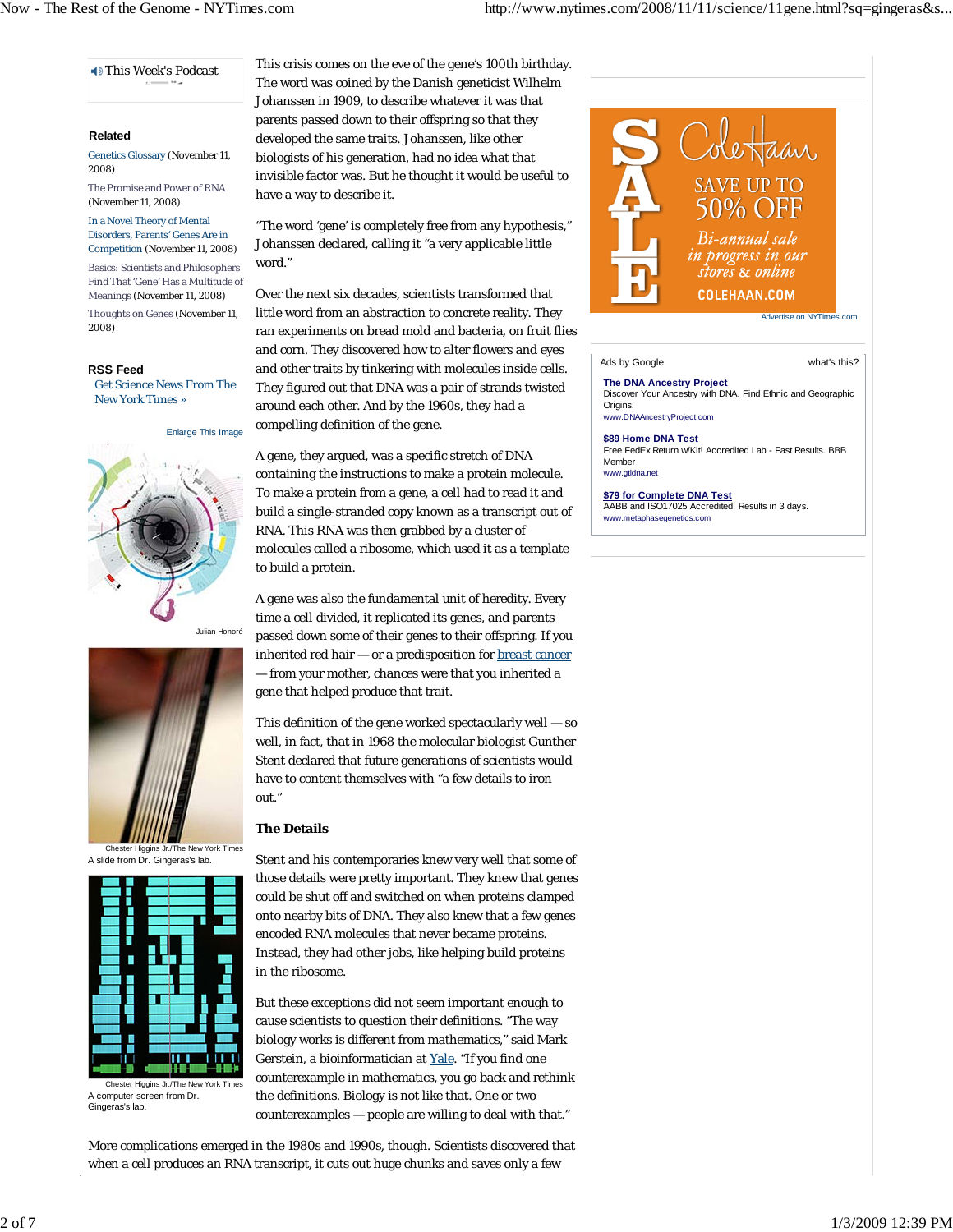This crisis comes on the eve of the gene's 100th birthday. The word was coined by the Danish geneticist Wilhelm Johannsen in 1909, to describe whatever it was that parents passed down to their offspring so that they developed the same traits. Johannsen, like other biologists of his generation, had no idea what that invisible factor was. But he thought it would be useful to have a way to describe it.

"The word 'gene' is completely free from any hypothesis," Johannsen declared, calling it "a very applicable little word."

Over the next six decades, scientists transformed that little word from an abstraction to concrete reality. They ran experiments on bread mold and bacteria, on fruit flies and corn. They discovered how to alter flowers and eyes and other traits by tinkering with molecules inside cells. They figured out that DNA was a pair of strands twisted around each other. And by the 1960s, they had a compelling definition of the gene.

A gene, they argued, was a specific stretch of DNA containing the instructions to make a protein molecule. To make a protein from a gene, a cell had to read it and make a single-stranded copy known as a transcript out of RNA. This RNA was then grabbed by a cluster of molecules called a ribosome, which used it as a template to build a protein.

A gene was also the fundamental unit of heredity. Every time a cell divided, it replicated its genes, and parents passed down some of their genes to their offspring. If you inherited red hair — or a predisposition for breast cancer — from your mother, chances were that you inherited a gene that helped produce that trait.

This definition of the gene worked spectacularly well — so well, in fact, that in 1968 the molecular biologist Gunther Stent declared that future generations of scientists would have to content themselves with "a few details to iron out."

### The Details

Stent and his contemporaries knew very well that some of those details were pretty important. They knew that genes could be shut off and switched on when proteins clamped onto nearby bits of DNA. They also knew that a few genes encoded RNA molecules that never became proteins. Instead, they had other jobs, like helping build proteins in the ribosome.

But these exceptions did not seem important enough to cause scientists to question their definitions. "The way biology works is different from mathematics," said Mark Gerstein, a bioinformatician at Yale. "If you find one counterexample in mathematics, you go back and rethink the definitions. Biology is not like that. One or two counterexamples — people are willing to deal with that."

More complications emerged in the 1980s and 1990s, though. Scientists discovered that when a cell produces an RNA transcript, it cuts out huge chunks and saves only a few

Julian Honoré

Chester Higgins Jr./The New York Times
A slide from Dr. Gingeras's lab.

Chester Higgins Jr./The New York Times
A computer screen from Dr. Gingeras's lab.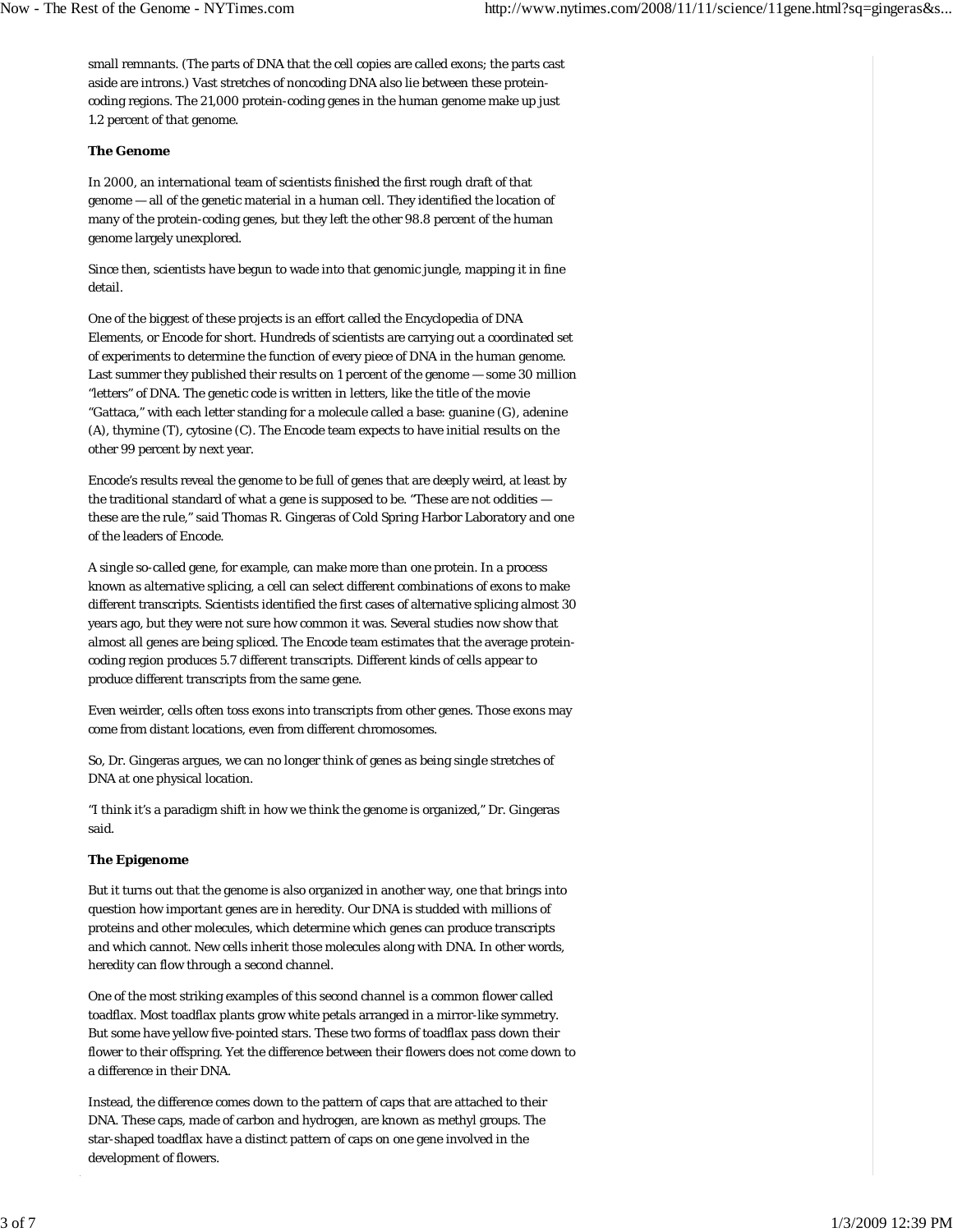small remnants. (The parts of DNA that the cell copies are called exons; the parts cast aside are introns.) Vast stretches of noncoding DNA also lie between these protein-coding regions. The 21,000 protein-coding genes in the human genome make up just 1.2 percent of that genome.

**The Genome**

In 2000, an international team of scientists finished the first rough draft of that genome — all of the genetic material in a human cell. They identified the location of many of the protein-coding genes, but they left the other 98.8 percent of the human genome largely unexplored.

Since then, scientists have begun to wade into that genomic jungle, mapping it in fine detail.

One of the biggest of these projects is an effort called the Encyclopedia of DNA Elements, or Encode for short. Hundreds of scientists are carrying out a coordinated set of experiments to determine the function of every piece of DNA in the human genome. Last summer they published their results on 1 percent of the genome — some 30 million "letters" of DNA. The genetic code is written in letters, like the title of the movie "Gattaca," with each letter standing for a molecule called a base: guanine (G), adenine (A), thymine (T), cytosine (C). The Encode team expects to have initial results on the other 99 percent by next year.

Encode's results reveal the genome to be full of genes that are deeply weird, at least by the traditional standard of what a gene is supposed to be. "These are not oddities — these are the rule," said Thomas R. Gingeras of Cold Spring Harbor Laboratory and one of the leaders of Encode.

A single so-called gene, for example, can make more than one protein. In a process known as alternative splicing, a cell can select different combinations of exons to make different transcripts. Scientists identified the first cases of alternative splicing almost 30 years ago, but they were not sure how common it was. Several studies now show that almost all genes are being spliced. The Encode team estimates that the average protein-coding region produces 5.7 different transcripts. Different kinds of cells appear to produce different transcripts from the same gene.

Even weirder, cells often toss exons into transcripts from other genes. Those exons may come from distant locations, even from different chromosomes.

So, Dr. Gingeras argues, we can no longer think of genes as being single stretches of DNA at one physical location.

"I think it's a paradigm shift in how we think the genome is organized," Dr. Gingeras said.

**The Epigenome**

But it turns out that the genome is also organized in another way, one that brings into question how important genes are in heredity. Our DNA is studded with millions of proteins and other molecules, which determine which genes can produce transcripts and which cannot. New cells inherit those molecules along with DNA. In other words, heredity can flow through a second channel.

One of the most striking examples of this second channel is a common flower called toadflax. Most toadflax plants grow white petals arranged in a mirror-like symmetry. But some have yellow five-pointed stars. These two forms of toadflax pass down their flower to their offspring. Yet the difference between their flowers does not come down to a difference in their DNA.

Instead, the difference comes down to the pattern of caps that are attached to their DNA. These caps, made of carbon and hydrogen, are known as methyl groups. The star-shaped toadflax have a distinct pattern of caps on one gene involved in the development of flowers.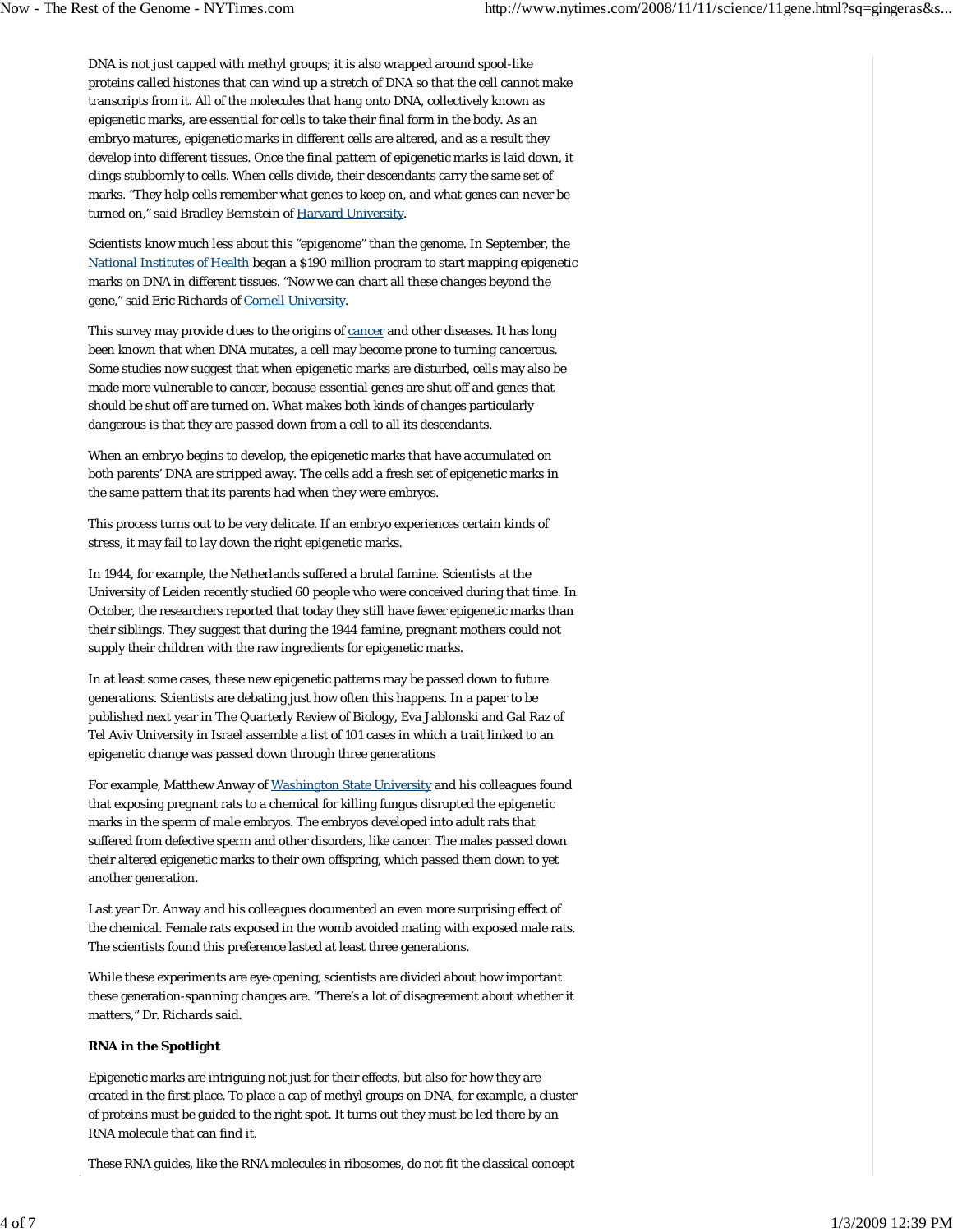DNA is not just capped with methyl groups; it is also wrapped around spool-like proteins called histones that can wind up a stretch of DNA so that the cell cannot make transcripts from it. All of the molecules that hang onto DNA, collectively known as epigenetic marks, are essential for cells to take their final form in the body. As an embryo matures, epigenetic marks in different cells are altered, and as a result they develop into different tissues. Once the final pattern of epigenetic marks is laid down, it clings stubbornly to cells. When cells divide, their descendants carry the same set of marks. "They help cells remember what genes to keep on, and what genes can never be turned on," said Bradley Bernstein of Harvard University.

Scientists know much less about this "epigenome" than the genome. In September, the National Institutes of Health began a $190 million program to start mapping epigenetic marks on DNA in different tissues. "Now we can chart all these changes beyond the gene," said Eric Richards of Cornell University.

This survey may provide clues to the origins of cancer and other diseases. It has long been known that when DNA mutates, a cell may become prone to turning cancerous. Some studies now suggest that when epigenetic marks are disturbed, cells may also be made more vulnerable to cancer, because essential genes are shut off and genes that should be shut off are turned on. What makes both kinds of changes particularly dangerous is that they are passed down from a cell to all its descendants.

When an embryo begins to develop, the epigenetic marks that have accumulated on both parents' DNA are stripped away. The cells add a fresh set of epigenetic marks in the same pattern that its parents had when they were embryos.

This process turns out to be very delicate. If an embryo experiences certain kinds of stress, it may fail to lay down the right epigenetic marks.

In 1944, for example, the Netherlands suffered a brutal famine. Scientists at the University of Leiden recently studied 60 people who were conceived during that time. In October, the researchers reported that today they still have fewer epigenetic marks than their siblings. They suggest that during the 1944 famine, pregnant mothers could not supply their children with the raw ingredients for epigenetic marks.

In at least some cases, these new epigenetic patterns may be passed down to future generations. Scientists are debating just how often this happens. In a paper to be published next year in The Quarterly Review of Biology, Eva Jablonski and Gal Raz of Tel Aviv University in Israel assemble a list of 101 cases in which a trait linked to an epigenetic change was passed down through three generations

For example, Matthew Anway of Washington State University and his colleagues found that exposing pregnant rats to a chemical for killing fungus disrupted the epigenetic marks in the sperm of male embryos. The embryos developed into adult rats that suffered from defective sperm and other disorders, like cancer. The males passed down their altered epigenetic marks to their own offspring, which passed them down to yet another generation.

Last year Dr. Anway and his colleagues documented an even more surprising effect of the chemical. Female rats exposed in the womb avoided mating with exposed male rats. The scientists found this preference lasted at least three generations.

While these experiments are eye-opening, scientists are divided about how important these generation-spanning changes are. "There's a lot of disagreement about whether it matters," Dr. Richards said.

**RNA in the Spotlight**

Epigenetic marks are intriguing not just for their effects, but also for how they are created in the first place. To place a cap of methyl groups on DNA, for example, a cluster of proteins must be guided to the right spot. It turns out they must be led there by an RNA molecule that can find it.

These RNA guides, like the RNA molecules in ribosomes, do not fit the classical concept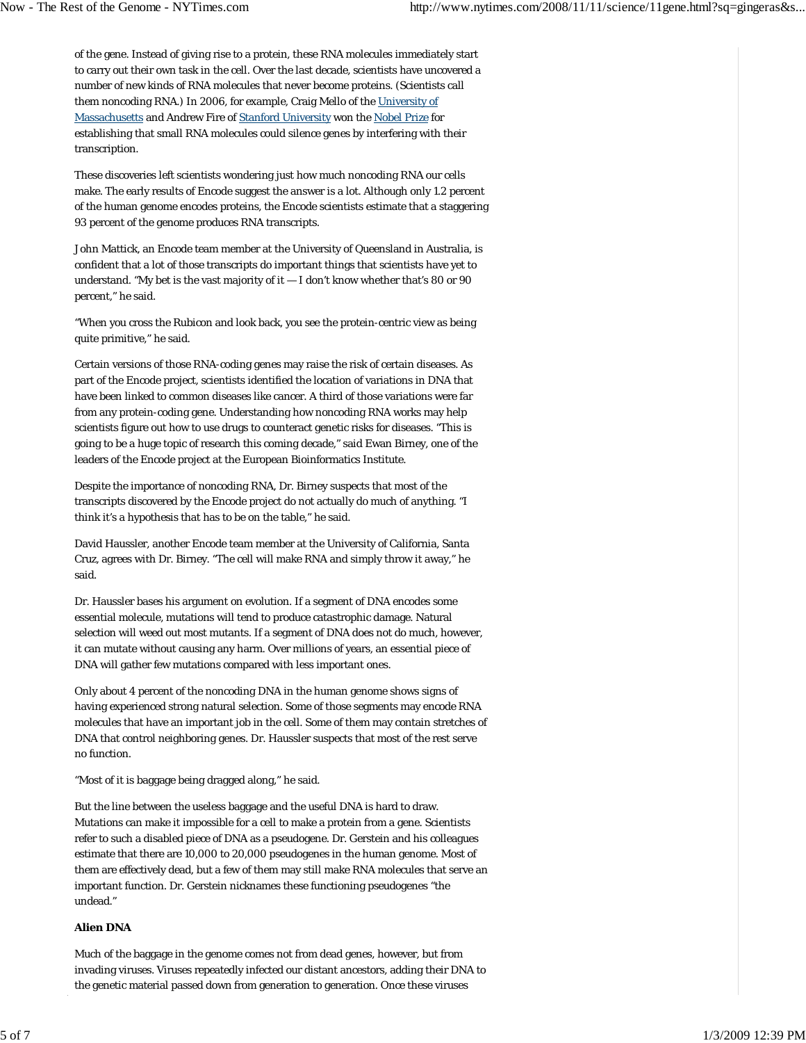of the gene. Instead of giving rise to a protein, these RNA molecules immediately start to carry out their own task in the cell. Over the last decade, scientists have uncovered a number of new kinds of RNA molecules that never become proteins. (Scientists call them noncoding RNA.) In 2006, for example, Craig Mello of the University of Massachusetts and Andrew Fire of Stanford University won the Nobel Prize for establishing that small RNA molecules could silence genes by interfering with their transcription.

These discoveries left scientists wondering just how much noncoding RNA our cells make. The early results of Encode suggest the answer is a lot. Although only 1.2 percent of the human genome encodes proteins, the Encode scientists estimate that a staggering 93 percent of the genome produces RNA transcripts.

John Mattick, an Encode team member at the University of Queensland in Australia, is confident that a lot of those transcripts do important things that scientists have yet to understand. "My bet is the vast majority of it — I don't know whether that's 80 or 90 percent," he said.

"When you cross the Rubicon and look back, you see the protein-centric view as being quite primitive," he said.

Certain versions of those RNA-coding genes may raise the risk of certain diseases. As part of the Encode project, scientists identified the location of variations in DNA that have been linked to common diseases like cancer. A third of those variations were far from any protein-coding gene. Understanding how noncoding RNA works may help scientists figure out how to use drugs to counteract genetic risks for diseases. "This is going to be a huge topic of research this coming decade," said Ewan Birney, one of the leaders of the Encode project at the European Bioinformatics Institute.

Despite the importance of noncoding RNA, Dr. Birney suspects that most of the transcripts discovered by the Encode project do not actually do much of anything. "I think it's a hypothesis that has to be on the table," he said.

David Haussler, another Encode team member at the University of California, Santa Cruz, agrees with Dr. Birney. "The cell will make RNA and simply throw it away," he said.

Dr. Haussler bases his argument on evolution. If a segment of DNA encodes some essential molecule, mutations will tend to produce catastrophic damage. Natural selection will weed out most mutants. If a segment of DNA does not do much, however, it can mutate without causing any harm. Over millions of years, an essential piece of DNA will gather few mutations compared with less important ones.

Only about 4 percent of the noncoding DNA in the human genome shows signs of having experienced strong natural selection. Some of those segments may encode RNA molecules that have an important job in the cell. Some of them may contain stretches of DNA that control neighboring genes. Dr. Haussler suspects that most of the rest serve no function.

"Most of it is baggage being dragged along," he said.

But the line between the useless baggage and the useful DNA is hard to draw. Mutations can make it impossible for a cell to make a protein from a gene. Scientists refer to such a disabled piece of DNA as a pseudogene. Dr. Gerstein and his colleagues estimate that there are 10,000 to 20,000 pseudogenes in the human genome. Most of them are effectively dead, but a few of them may still make RNA molecules that serve an important function. Dr. Gerstein nicknames these functioning pseudogenes "the undead."

**Alien DNA**

Much of the baggage in the genome comes not from dead genes, however, but from invading viruses. Viruses repeatedly infected our distant ancestors, adding their DNA to the genetic material passed down from generation to generation. Once these viruses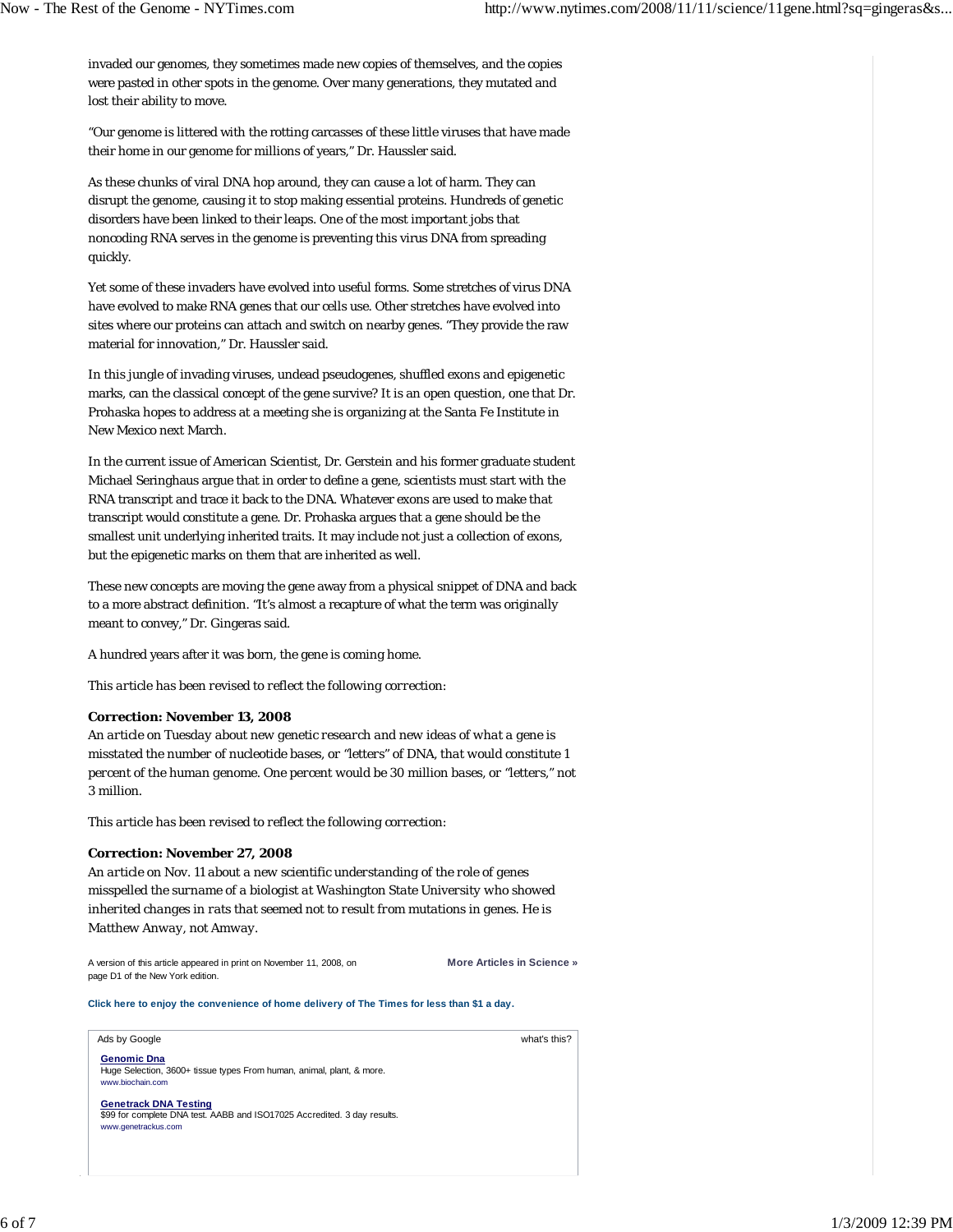invaded our genomes, they sometimes made new copies of themselves, and the copies were pasted in other spots in the genome. Over many generations, they mutated and lost their ability to move.

"Our genome is littered with the rotting carcasses of these little viruses that have made their home in our genome for millions of years," Dr. Haussler said.

As these chunks of viral DNA hop around, they can cause a lot of harm. They can disrupt the genome, causing it to stop making essential proteins. Hundreds of genetic disorders have been linked to their leaps. One of the most important jobs that noncoding RNA serves in the genome is preventing this virus DNA from spreading quickly.

Yet some of these invaders have evolved into useful forms. Some stretches of virus DNA have evolved to make RNA genes that our cells use. Other stretches have evolved into sites where our proteins can attach and switch on nearby genes. "They provide the raw material for innovation," Dr. Haussler said.

In this jungle of invading viruses, undead pseudogenes, shuffled exons and epigenetic marks, can the classical concept of the gene survive? It is an open question, one that Dr. Prohaska hopes to address at a meeting she is organizing at the Santa Fe Institute in New Mexico next March.

In the current issue of American Scientist, Dr. Gerstein and his former graduate student Michael Seringhaus argue that in order to define a gene, scientists must start with the RNA transcript and trace it back to the DNA. Whatever exons are used to make that transcript would constitute a gene. Dr. Prohaska argues that a gene should be the smallest unit underlying inherited traits. It may include not just a collection of exons, but the epigenetic marks on them that are inherited as well.

These new concepts are moving the gene away from a physical snippet of DNA and back to a more abstract definition. "It's almost a recapture of what the term was originally meant to convey," Dr. Gingeras said.

A hundred years after it was born, the gene is coming home.

*This article has been revised to reflect the following correction:*

***Correction: November 13, 2008***
*An article on Tuesday about new genetic research and new ideas of what a gene is misstated the number of nucleotide bases, or "letters" of DNA, that would constitute 1 percent of the human genome. One percent would be 30 million bases, or "letters," not 3 million.*

*This article has been revised to reflect the following correction:*

***Correction: November 27, 2008***
*An article on Nov. 11 about a new scientific understanding of the role of genes misspelled the surname of a biologist at Washington State University who showed inherited changes in rats that seemed not to result from mutations in genes. He is Matthew Anway, not Amway.*

A version of this article appeared in print on November 11, 2008, on page D1 of the New York edition.

**More Articles in Science »**

**Click here to enjoy the convenience of home delivery of The Times for less than $1 a day.**

Ads by Google — what's this?

**Genomic Dna**
Huge Selection, 3600+ tissue types From human, animal, plant, & more.
www.biochain.com

**Genetrack DNA Testing**
$99 for complete DNA test. AABB and ISO17025 Accredited. 3 day results.
www.genetrackus.com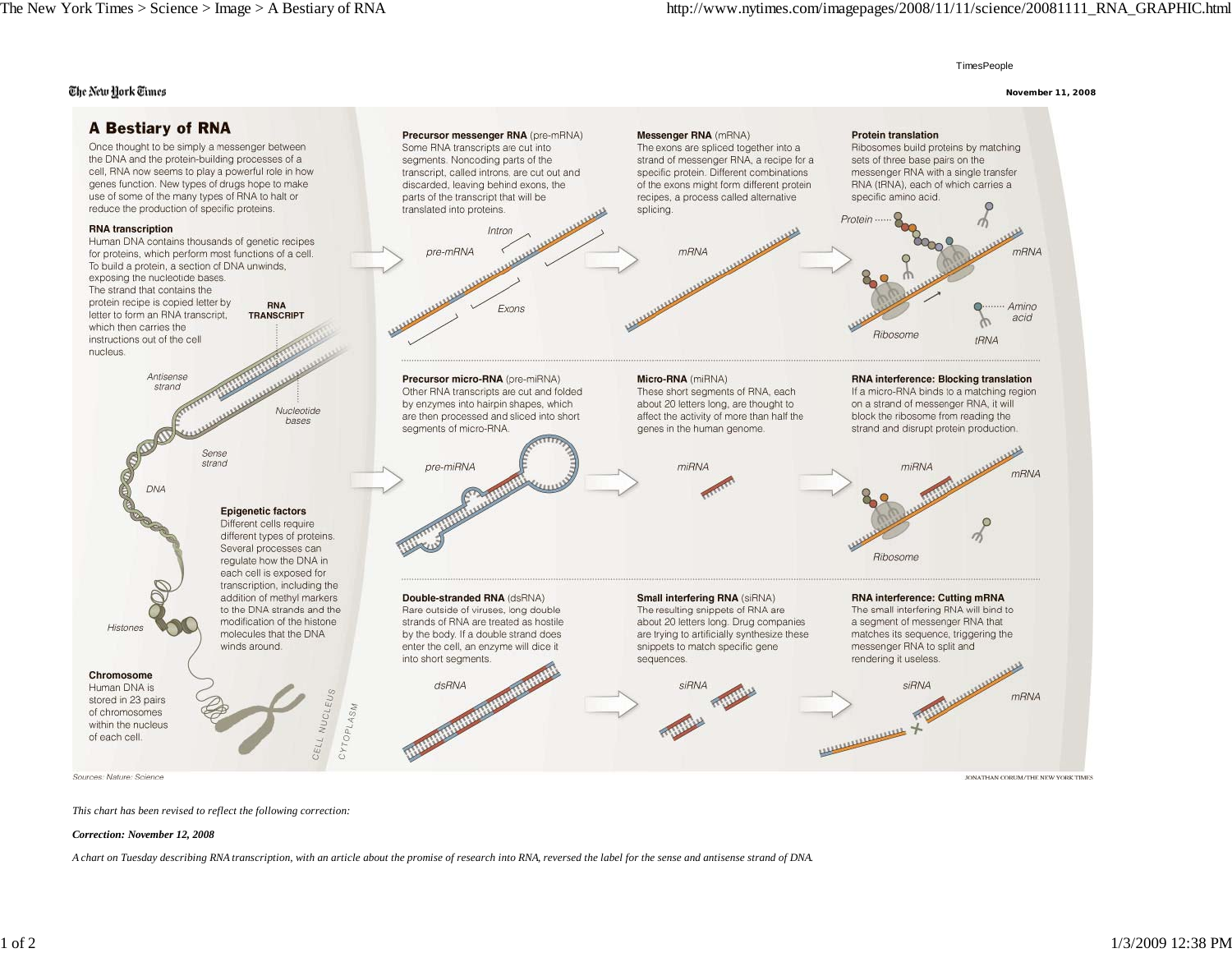The New York Times

November 11, 2008

# A Bestiary of RNA

Once thought to be simply a messenger between the DNA and the protein-building processes of a cell, RNA now seems to play a powerful role in how genes function. New types of drugs hope to make use of some of the many types of RNA to halt or reduce the production of specific proteins.

### RNA transcription

Human DNA contains thousands of genetic recipes for proteins, which perform most functions of a cell. To build a protein, a section of DNA unwinds, exposing the nucleotide bases. The strand that contains the protein recipe is copied letter by letter to form an RNA transcript, which then carries the instructions out of the cell nucleus.

RNA TRANSCRIPT

Antisense strand

Nucleotide bases

Sense strand

DNA

### Epigenetic factors

Different cells require different types of proteins. Several processes can regulate how the DNA in each cell is exposed for transcription, including the addition of methyl markers to the DNA strands and the modification of the histone molecules that the DNA winds around.

Histones

### Chromosome

Human DNA is stored in 23 pairs of chromosomes within the nucleus of each cell.

CELL NUCLEUS

CYTOPLASM

### Precursor messenger RNA (pre-mRNA)

Some RNA transcripts are cut into segments. Noncoding parts of the transcript, called introns, are cut out and discarded, leaving behind exons, the parts of the transcript that will be translated into proteins.

pre-mRNA

Intron

Exons

### Messenger RNA (mRNA)

The exons are spliced together into a strand of messenger RNA, a recipe for a specific protein. Different combinations of the exons might form different protein recipes, a process called alternative splicing.

mRNA

### Protein translation

Ribosomes build proteins by matching sets of three base pairs on the messenger RNA with a single transfer RNA (tRNA), each of which carries a specific amino acid.

Protein

mRNA

Amino acid

Ribosome

tRNA

### Precursor micro-RNA (pre-miRNA)

Other RNA transcripts are cut and folded by enzymes into hairpin shapes, which are then processed and sliced into short segments of micro-RNA.

pre-miRNA

### Micro-RNA (miRNA)

These short segments of RNA, each about 20 letters long, are thought to affect the activity of more than half the genes in the human genome.

miRNA

### RNA interference: Blocking translation

If a micro-RNA binds to a matching region on a strand of messenger RNA, it will block the ribosome from reading the strand and disrupt protein production.

miRNA

mRNA

Ribosome

### Double-stranded RNA (dsRNA)

Rare outside of viruses, long double strands of RNA are treated as hostile by the body. If a double strand does enter the cell, an enzyme will dice it into short segments.

dsRNA

### Small interfering RNA (siRNA)

The resulting snippets of RNA are about 20 letters long. Drug companies are trying to artificially synthesize these snippets to match specific gene sequences.

siRNA

### RNA interference: Cutting mRNA

The small interfering RNA will bind to a segment of messenger RNA that matches its sequence, triggering the messenger RNA to split and rendering it useless.

siRNA

mRNA

Sources: Nature; Science

JONATHAN CORUM/THE NEW YORK TIMES

*This chart has been revised to reflect the following correction:*

***Correction: November 12, 2008***

*A chart on Tuesday describing RNA transcription, with an article about the promise of research into RNA, reversed the label for the sense and antisense strand of DNA.*